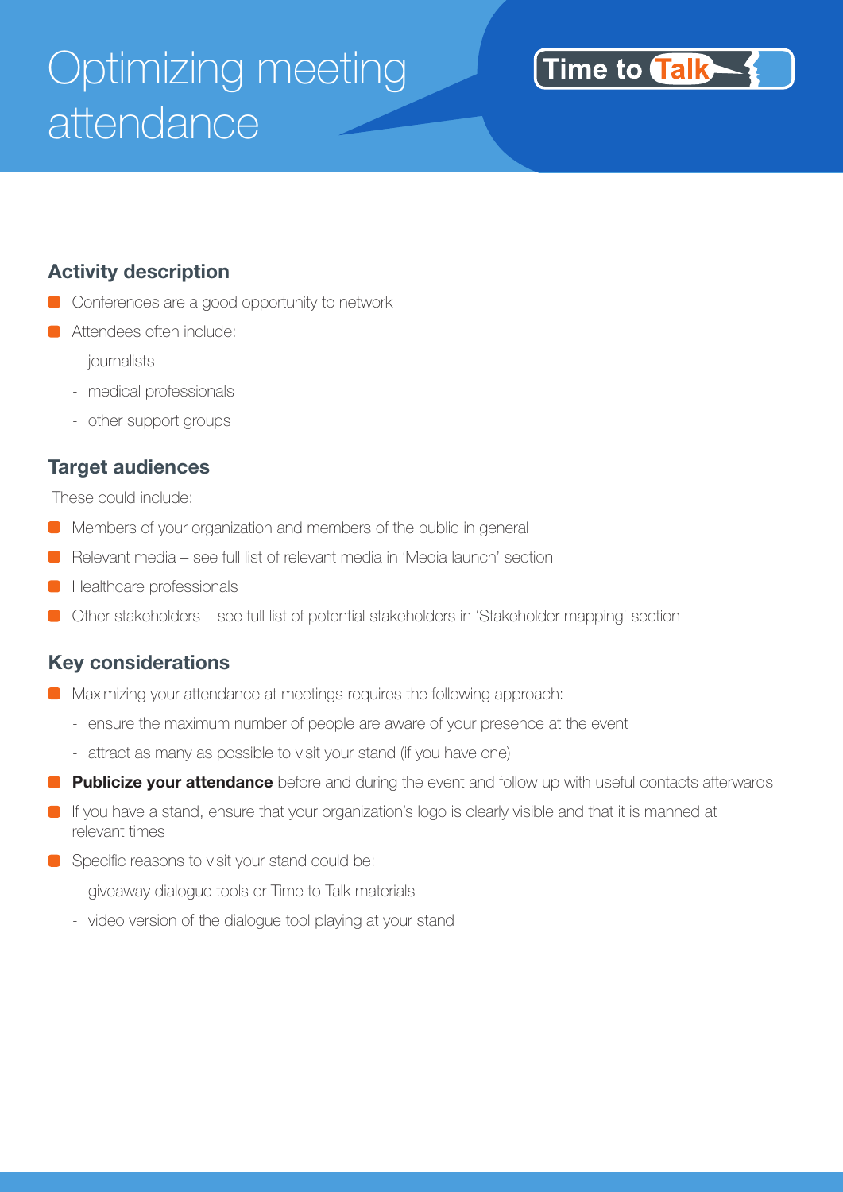# Optimizing meeting attendance

Time to Talk

## Activity description

- Conferences are a good opportunity to network
- Attendees often include:
  - journalists
  - medical professionals
  - other support groups

## Target audiences

These could include:

- Members of your organization and members of the public in general
- Relevant media – see full list of relevant media in 'Media launch' section
- Healthcare professionals
- Other stakeholders – see full list of potential stakeholders in 'Stakeholder mapping' section

## Key considerations

- Maximizing your attendance at meetings requires the following approach:
  - ensure the maximum number of people are aware of your presence at the event
  - attract as many as possible to visit your stand (if you have one)
- **Publicize your attendance** before and during the event and follow up with useful contacts afterwards
- If you have a stand, ensure that your organization's logo is clearly visible and that it is manned at relevant times
- Specific reasons to visit your stand could be:
  - giveaway dialogue tools or Time to Talk materials
  - video version of the dialogue tool playing at your stand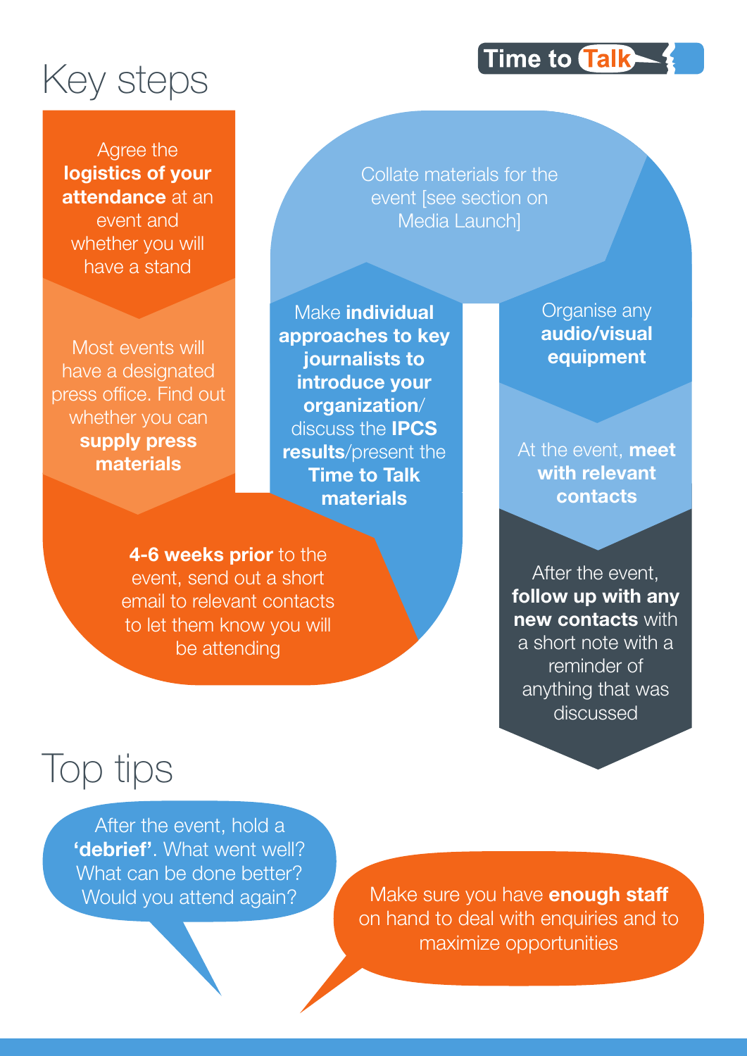# Key steps

1. Agree the **logistics of your attendance** at an event and whether you will have a stand

2. Most events will have a designated press office. Find out whether you can **supply press materials**

3. **4-6 weeks prior** to the event, send out a short email to relevant contacts to let them know you will be attending

4. Make **individual approaches to key journalists to introduce your organization**/ discuss the **IPCS results**/present the **Time to Talk materials**

5. Collate materials for the event [see section on Media Launch]

6. Organise any **audio/visual equipment**

7. At the event, **meet with relevant contacts**

8. After the event, **follow up with any new contacts** with a short note with a reminder of anything that was discussed

# Top tips

- After the event, hold a **'debrief'**. What went well? What can be done better? Would you attend again?

- Make sure you have **enough staff** on hand to deal with enquiries and to maximize opportunities